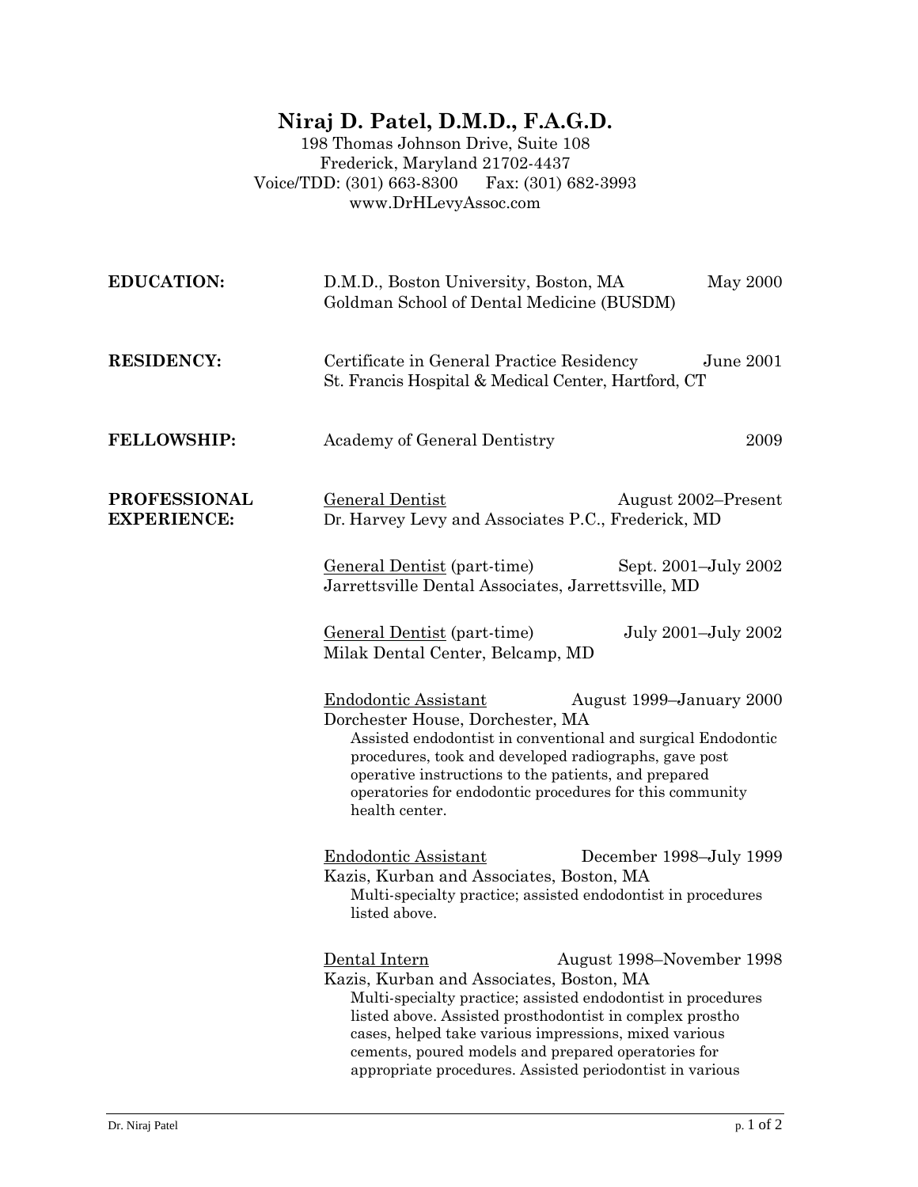# Niraj D. Patel, D.M.D., F.A.G.D.

198 Thomas Johnson Drive, Suite 108
Frederick, Maryland 21702-4437
Voice/TDD: (301) 663-8300 Fax: (301) 682-3993
www.DrHLevyAssoc.com

**EDUCATION:**

D.M.D., Boston University, Boston, MA — May 2000
Goldman School of Dental Medicine (BUSDM)

**RESIDENCY:**

Certificate in General Practice Residency — June 2001
St. Francis Hospital & Medical Center, Hartford, CT

**FELLOWSHIP:**

Academy of General Dentistry — 2009

**PROFESSIONAL EXPERIENCE:**

General Dentist — August 2002–Present
Dr. Harvey Levy and Associates P.C., Frederick, MD

General Dentist (part-time) — Sept. 2001–July 2002
Jarrettsville Dental Associates, Jarrettsville, MD

General Dentist (part-time) — July 2001–July 2002
Milak Dental Center, Belcamp, MD

Endodontic Assistant — August 1999–January 2000
Dorchester House, Dorchester, MA
Assisted endodontist in conventional and surgical Endodontic procedures, took and developed radiographs, gave post operative instructions to the patients, and prepared operatories for endodontic procedures for this community health center.

Endodontic Assistant — December 1998–July 1999
Kazis, Kurban and Associates, Boston, MA
Multi-specialty practice; assisted endodontist in procedures listed above.

Dental Intern — August 1998–November 1998
Kazis, Kurban and Associates, Boston, MA
Multi-specialty practice; assisted endodontist in procedures listed above. Assisted prosthodontist in complex prostho cases, helped take various impressions, mixed various cements, poured models and prepared operatories for appropriate procedures. Assisted periodontist in various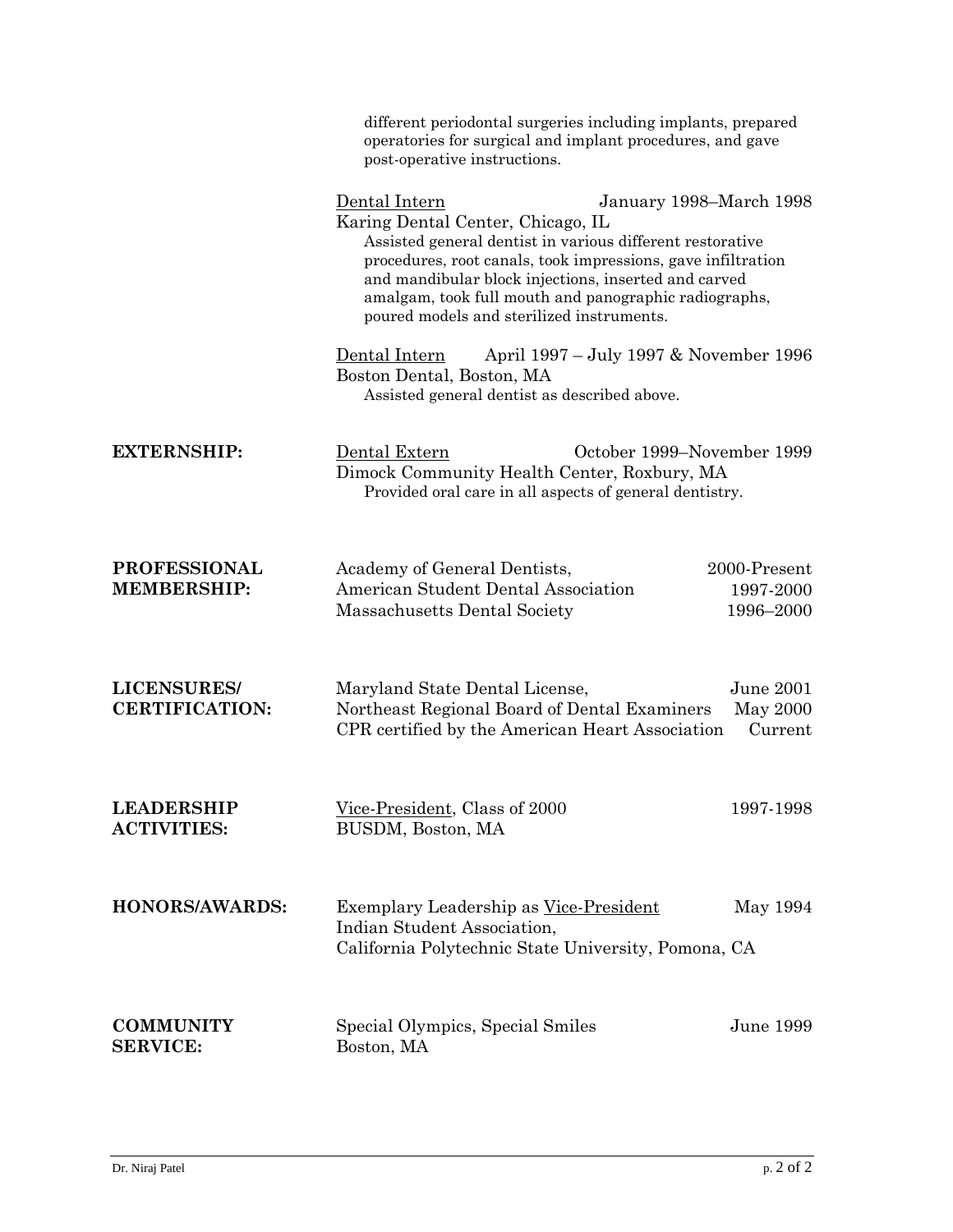different periodontal surgeries including implants, prepared operatories for surgical and implant procedures, and gave post-operative instructions.

Dental Intern — January 1998–March 1998
Karing Dental Center, Chicago, IL
Assisted general dentist in various different restorative procedures, root canals, took impressions, gave infiltration and mandibular block injections, inserted and carved amalgam, took full mouth and panographic radiographs, poured models and sterilized instruments.

Dental Intern — April 1997 – July 1997 & November 1996
Boston Dental, Boston, MA
Assisted general dentist as described above.

**EXTERNSHIP:**

Dental Extern — October 1999–November 1999
Dimock Community Health Center, Roxbury, MA
Provided oral care in all aspects of general dentistry.

**PROFESSIONAL MEMBERSHIP:**

Academy of General Dentists, — 2000-Present
American Student Dental Association — 1997-2000
Massachusetts Dental Society — 1996–2000

**LICENSURES/ CERTIFICATION:**

Maryland State Dental License, — June 2001
Northeast Regional Board of Dental Examiners — May 2000
CPR certified by the American Heart Association — Current

**LEADERSHIP ACTIVITIES:**

Vice-President, Class of 2000 — 1997-1998
BUSDM, Boston, MA

**HONORS/AWARDS:**

Exemplary Leadership as Vice-President — May 1994
Indian Student Association,
California Polytechnic State University, Pomona, CA

**COMMUNITY SERVICE:**

Special Olympics, Special Smiles — June 1999
Boston, MA